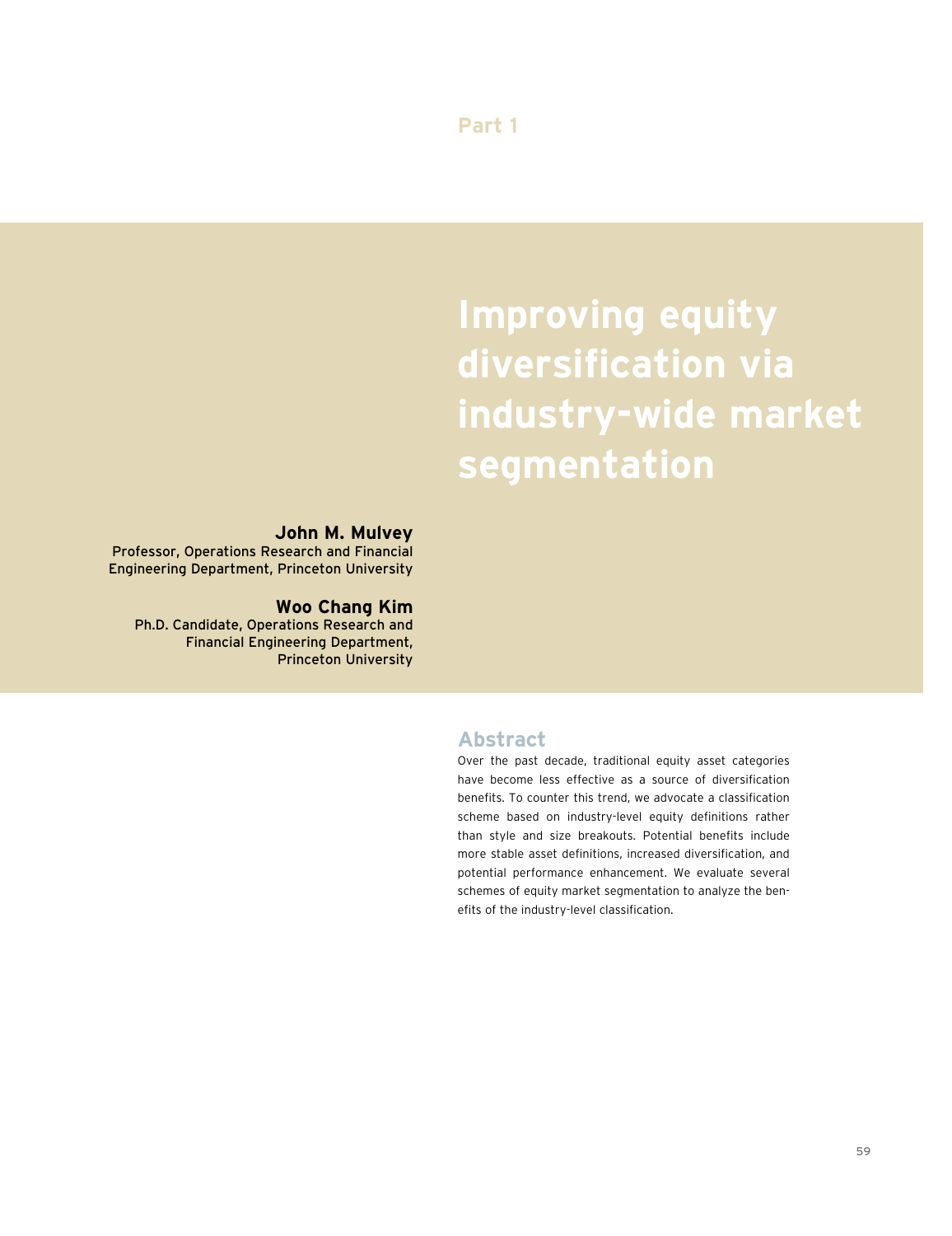Part 1

# Improving equity diversification via industry-wide market segmentation

**John M. Mulvey**
Professor, Operations Research and Financial Engineering Department, Princeton University

**Woo Chang Kim**
Ph.D. Candidate, Operations Research and Financial Engineering Department, Princeton University

## Abstract

Over the past decade, traditional equity asset categories have become less effective as a source of diversification benefits. To counter this trend, we advocate a classification scheme based on industry-level equity definitions rather than style and size breakouts. Potential benefits include more stable asset definitions, increased diversification, and potential performance enhancement. We evaluate several schemes of equity market segmentation to analyze the benefits of the industry-level classification.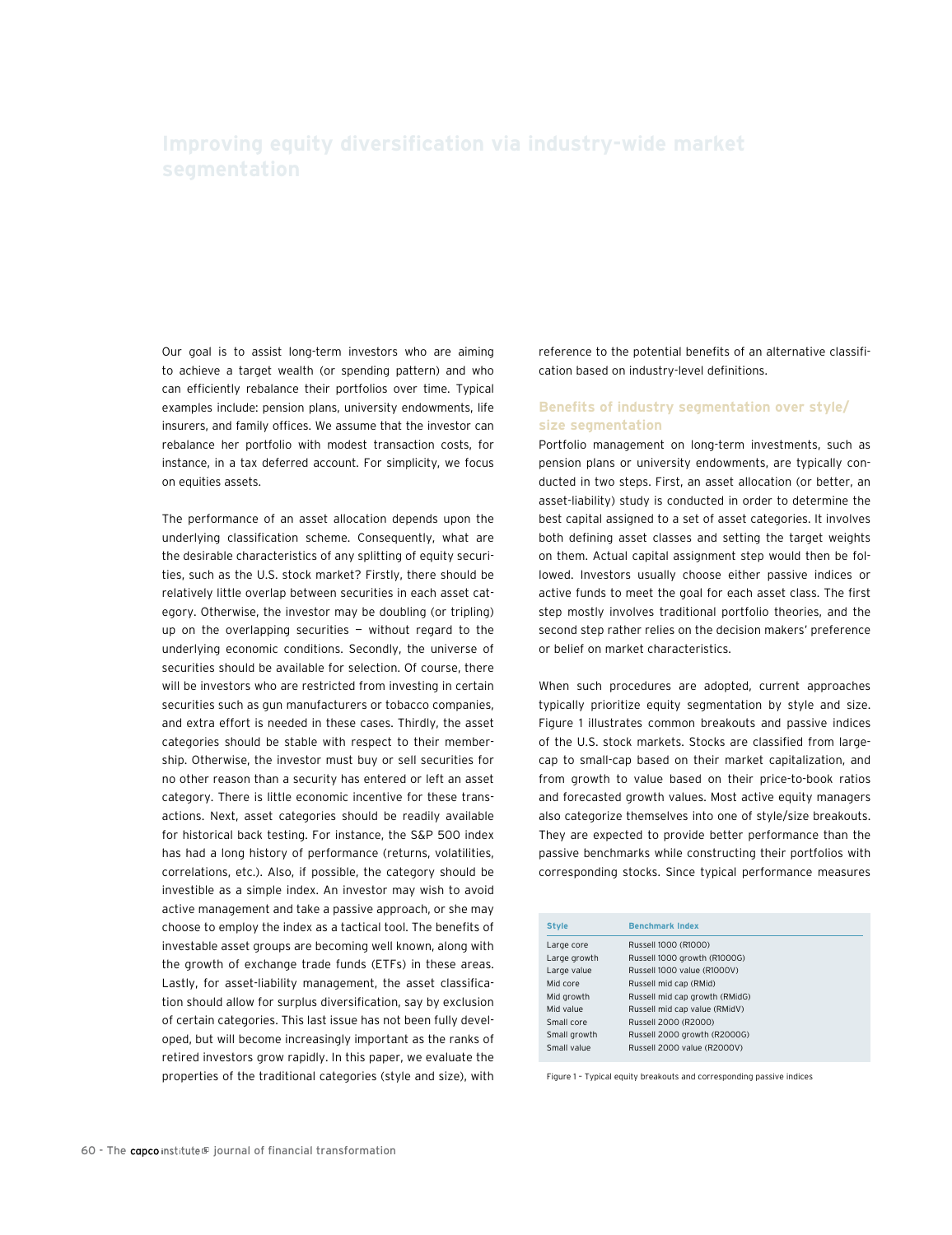# Improving equity diversification via industry-wide market segmentation

Our goal is to assist long-term investors who are aiming to achieve a target wealth (or spending pattern) and who can efficiently rebalance their portfolios over time. Typical examples include: pension plans, university endowments, life insurers, and family offices. We assume that the investor can rebalance her portfolio with modest transaction costs, for instance, in a tax deferred account. For simplicity, we focus on equities assets.

The performance of an asset allocation depends upon the underlying classification scheme. Consequently, what are the desirable characteristics of any splitting of equity securities, such as the U.S. stock market? Firstly, there should be relatively little overlap between securities in each asset category. Otherwise, the investor may be doubling (or tripling) up on the overlapping securities — without regard to the underlying economic conditions. Secondly, the universe of securities should be available for selection. Of course, there will be investors who are restricted from investing in certain securities such as gun manufacturers or tobacco companies, and extra effort is needed in these cases. Thirdly, the asset categories should be stable with respect to their membership. Otherwise, the investor must buy or sell securities for no other reason than a security has entered or left an asset category. There is little economic incentive for these transactions. Next, asset categories should be readily available for historical back testing. For instance, the S&P 500 index has had a long history of performance (returns, volatilities, correlations, etc.). Also, if possible, the category should be investible as a simple index. An investor may wish to avoid active management and take a passive approach, or she may choose to employ the index as a tactical tool. The benefits of investable asset groups are becoming well known, along with the growth of exchange trade funds (ETFs) in these areas. Lastly, for asset-liability management, the asset classification should allow for surplus diversification, say by exclusion of certain categories. This last issue has not been fully developed, but will become increasingly important as the ranks of retired investors grow rapidly. In this paper, we evaluate the properties of the traditional categories (style and size), with reference to the potential benefits of an alternative classification based on industry-level definitions.

## Benefits of industry segmentation over style/size segmentation

Portfolio management on long-term investments, such as pension plans or university endowments, are typically conducted in two steps. First, an asset allocation (or better, an asset-liability) study is conducted in order to determine the best capital assigned to a set of asset categories. It involves both defining asset classes and setting the target weights on them. Actual capital assignment step would then be followed. Investors usually choose either passive indices or active funds to meet the goal for each asset class. The first step mostly involves traditional portfolio theories, and the second step rather relies on the decision makers' preference or belief on market characteristics.

When such procedures are adopted, current approaches typically prioritize equity segmentation by style and size. Figure 1 illustrates common breakouts and passive indices of the U.S. stock markets. Stocks are classified from large-cap to small-cap based on their market capitalization, and from growth to value based on their price-to-book ratios and forecasted growth values. Most active equity managers also categorize themselves into one of style/size breakouts. They are expected to provide better performance than the passive benchmarks while constructing their portfolios with corresponding stocks. Since typical performance measures

| Style | Benchmark Index |
|---|---|
| Large core | Russell 1000 (R1000) |
| Large growth | Russell 1000 growth (R1000G) |
| Large value | Russell 1000 value (R1000V) |
| Mid core | Russell mid cap (RMid) |
| Mid growth | Russell mid cap growth (RMidG) |
| Mid value | Russell mid cap value (RMidV) |
| Small core | Russell 2000 (R2000) |
| Small growth | Russell 2000 growth (R2000G) |
| Small value | Russell 2000 value (R2000V) |

Figure 1 – Typical equity breakouts and corresponding passive indices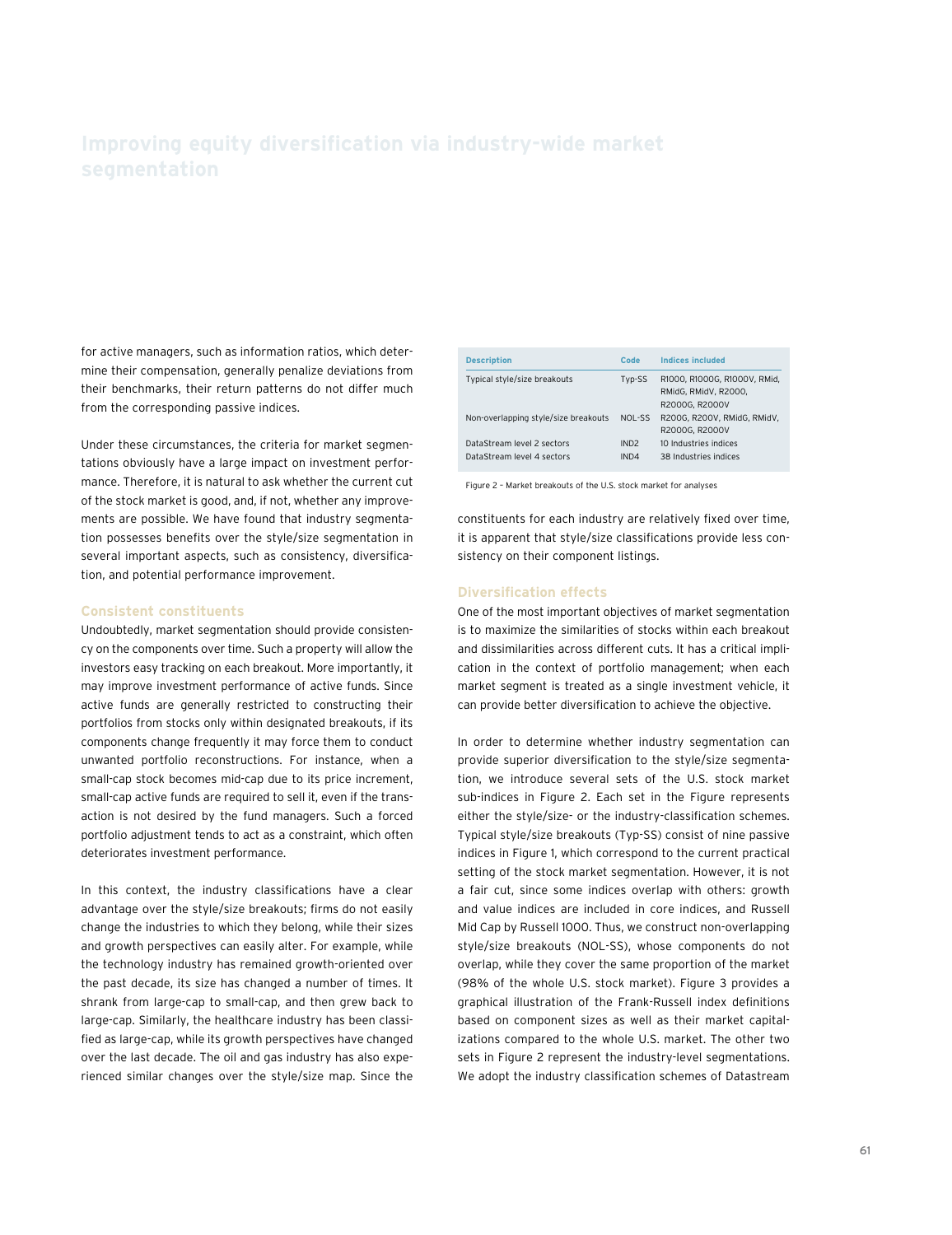# Improving equity diversification via industry-wide market segmentation

for active managers, such as information ratios, which determine their compensation, generally penalize deviations from their benchmarks, their return patterns do not differ much from the corresponding passive indices.

Under these circumstances, the criteria for market segmentations obviously have a large impact on investment performance. Therefore, it is natural to ask whether the current cut of the stock market is good, and, if not, whether any improvements are possible. We have found that industry segmentation possesses benefits over the style/size segmentation in several important aspects, such as consistency, diversification, and potential performance improvement.

### Consistent constituents

Undoubtedly, market segmentation should provide consistency on the components over time. Such a property will allow the investors easy tracking on each breakout. More importantly, it may improve investment performance of active funds. Since active funds are generally restricted to constructing their portfolios from stocks only within designated breakouts, if its components change frequently it may force them to conduct unwanted portfolio reconstructions. For instance, when a small-cap stock becomes mid-cap due to its price increment, small-cap active funds are required to sell it, even if the transaction is not desired by the fund managers. Such a forced portfolio adjustment tends to act as a constraint, which often deteriorates investment performance.

In this context, the industry classifications have a clear advantage over the style/size breakouts; firms do not easily change the industries to which they belong, while their sizes and growth perspectives can easily alter. For example, while the technology industry has remained growth-oriented over the past decade, its size has changed a number of times. It shrank from large-cap to small-cap, and then grew back to large-cap. Similarly, the healthcare industry has been classified as large-cap, while its growth perspectives have changed over the last decade. The oil and gas industry has also experienced similar changes over the style/size map. Since the constituents for each industry are relatively fixed over time, it is apparent that style/size classifications provide less consistency on their component listings.

| Description | Code | Indices included |
|---|---|---|
| Typical style/size breakouts | Typ-SS | R1000, R1000G, R1000V, RMid, RMidG, RMidV, R2000, R2000G, R2000V |
| Non-overlapping style/size breakouts | NOL-SS | R200G, R200V, RMidG, RMidV, R2000G, R2000V |
| DataStream level 2 sectors | IND2 | 10 Industries indices |
| DataStream level 4 sectors | IND4 | 38 Industries indices |

Figure 2 – Market breakouts of the U.S. stock market for analyses

### Diversification effects

One of the most important objectives of market segmentation is to maximize the similarities of stocks within each breakout and dissimilarities across different cuts. It has a critical implication in the context of portfolio management; when each market segment is treated as a single investment vehicle, it can provide better diversification to achieve the objective.

In order to determine whether industry segmentation can provide superior diversification to the style/size segmentation, we introduce several sets of the U.S. stock market sub-indices in Figure 2. Each set in the Figure represents either the style/size- or the industry-classification schemes. Typical style/size breakouts (Typ-SS) consist of nine passive indices in Figure 1, which correspond to the current practical setting of the stock market segmentation. However, it is not a fair cut, since some indices overlap with others: growth and value indices are included in core indices, and Russell Mid Cap by Russell 1000. Thus, we construct non-overlapping style/size breakouts (NOL-SS), whose components do not overlap, while they cover the same proportion of the market (98% of the whole U.S. stock market). Figure 3 provides a graphical illustration of the Frank-Russell index definitions based on component sizes as well as their market capitalizations compared to the whole U.S. market. The other two sets in Figure 2 represent the industry-level segmentations. We adopt the industry classification schemes of Datastream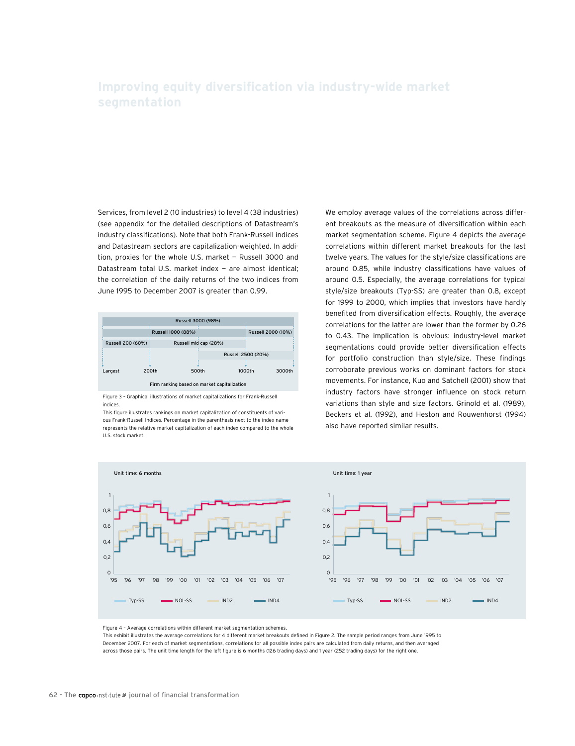Services, from level 2 (10 industries) to level 4 (38 industries) (see appendix for the detailed descriptions of Datastream's industry classifications). Note that both Frank-Russell indices and Datastream sectors are capitalization-weighted. In addition, proxies for the whole U.S. market — Russell 3000 and Datastream total U.S. market index — are almost identical; the correlation of the daily returns of the two indices from June 1995 to December 2007 is greater than 0.99.

Figure 3 – Graphical illustrations of market capitalizations for Frank-Russell indices.

This figure illustrates rankings on market capitalization of constituents of various Frank-Russell Indices. Percentage in the parenthesis next to the index name represents the relative market capitalization of each index compared to the whole U.S. stock market.

We employ average values of the correlations across different breakouts as the measure of diversification within each market segmentation scheme. Figure 4 depicts the average correlations within different market breakouts for the last twelve years. The values for the style/size classifications are around 0.85, while industry classifications have values of around 0.5. Especially, the average correlations for typical style/size breakouts (Typ-SS) are greater than 0.8, except for 1999 to 2000, which implies that investors have hardly benefited from diversification effects. Roughly, the average correlations for the latter are lower than the former by 0.26 to 0.43. The implication is obvious: industry-level market segmentations could provide better diversification effects for portfolio construction than style/size. These findings corroborate previous works on dominant factors for stock movements. For instance, Kuo and Satchell (2001) show that industry factors have stronger influence on stock return variations than style and size factors. Grinold et al. (1989), Beckers et al. (1992), and Heston and Rouwenhorst (1994) also have reported similar results.

Figure 4 – Average correlations within different market segmentation schemes.

This exhibit illustrates the average correlations for 4 different market breakouts defined in Figure 2. The sample period ranges from June 1995 to December 2007. For each of market segmentations, correlations for all possible index pairs are calculated from daily returns, and then averaged across those pairs. The unit time length for the left figure is 6 months (126 trading days) and 1 year (252 trading days) for the right one.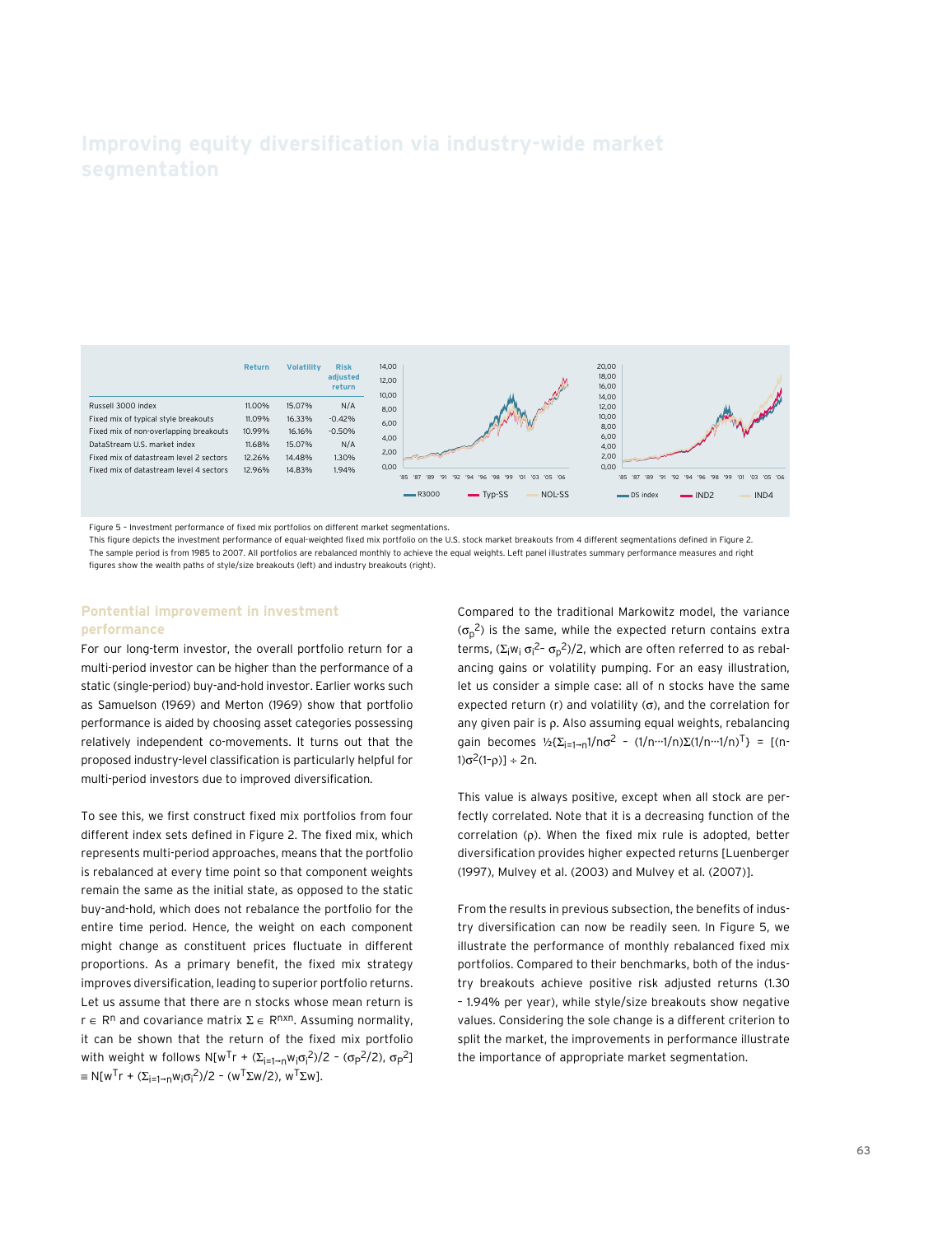# Improving equity diversification via industry-wide market segmentation

| | Return | Volatility | Risk adjusted return |
|---|---|---|---|
| Russell 3000 index | 11.00% | 15.07% | N/A |
| Fixed mix of typical style breakouts | 11.09% | 16.33% | -0.42% |
| Fixed mix of non-overlapping breakouts | 10.99% | 16.16% | -0.50% |
| DataStream U.S. market index | 11.68% | 15.07% | N/A |
| Fixed mix of datastream level 2 sectors | 12.26% | 14.48% | 1.30% |
| Fixed mix of datastream level 4 sectors | 12.96% | 14.83% | 1.94% |

Figure 5 – Investment performance of fixed mix portfolios on different market segmentations.
This figure depicts the investment performance of equal-weighted fixed mix portfolio on the U.S. stock market breakouts from 4 different segmentations defined in Figure 2. The sample period is from 1985 to 2007. All portfolios are rebalanced monthly to achieve the equal weights. Left panel illustrates summary performance measures and right figures show the wealth paths of style/size breakouts (left) and industry breakouts (right).

## Pontential improvement in investment performance

For our long-term investor, the overall portfolio return for a multi-period investor can be higher than the performance of a static (single-period) buy-and-hold investor. Earlier works such as Samuelson (1969) and Merton (1969) show that portfolio performance is aided by choosing asset categories possessing relatively independent co-movements. It turns out that the proposed industry-level classification is particularly helpful for multi-period investors due to improved diversification.

To see this, we first construct fixed mix portfolios from four different index sets defined in Figure 2. The fixed mix, which represents multi-period approaches, means that the portfolio is rebalanced at every time point so that component weights remain the same as the initial state, as opposed to the static buy-and-hold, which does not rebalance the portfolio for the entire time period. Hence, the weight on each component might change as constituent prices fluctuate in different proportions. As a primary benefit, the fixed mix strategy improves diversification, leading to superior portfolio returns. Let us assume that there are n stocks whose mean return is $r \in R^n$ and covariance matrix $\Sigma \in R^{n \times n}$. Assuming normality, it can be shown that the return of the fixed mix portfolio with weight w follows $N[w^T r + (\Sigma_{i=1 \to n} w_i \sigma_i^2)/2 - (\sigma_p^2/2), \sigma_p^2] \equiv N[w^T r + (\Sigma_{i=1 \to n} w_i \sigma_i^2)/2 - (w^T \Sigma w/2), w^T \Sigma w]$.

Compared to the traditional Markowitz model, the variance $(\sigma_p^2)$ is the same, while the expected return contains extra terms, $(\Sigma_i w_i \sigma_i^2 - \sigma_p^2)/2$, which are often referred to as rebalancing gains or volatility pumping. For an easy illustration, let us consider a simple case: all of n stocks have the same expected return (r) and volatility (σ), and the correlation for any given pair is ρ. Also assuming equal weights, rebalancing gain becomes $½\{\Sigma_{i=1 \to n} 1/n\sigma^2 - (1/n \cdots 1/n)\Sigma(1/n \cdots 1/n)^T\} = [(n-1)\sigma^2(1-\rho)] \div 2n$.

This value is always positive, except when all stock are perfectly correlated. Note that it is a decreasing function of the correlation (ρ). When the fixed mix rule is adopted, better diversification provides higher expected returns [Luenberger (1997), Mulvey et al. (2003) and Mulvey et al. (2007)].

From the results in previous subsection, the benefits of industry diversification can now be readily seen. In Figure 5, we illustrate the performance of monthly rebalanced fixed mix portfolios. Compared to their benchmarks, both of the industry breakouts achieve positive risk adjusted returns (1.30 – 1.94% per year), while style/size breakouts show negative values. Considering the sole change is a different criterion to split the market, the improvements in performance illustrate the importance of appropriate market segmentation.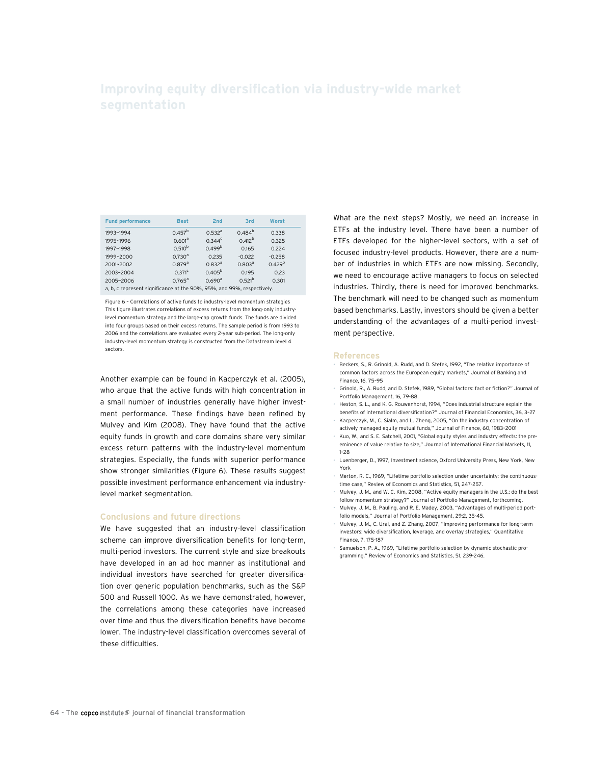# Improving equity diversification via industry-wide market segmentation

| Fund performance | Best | 2nd | 3rd | Worst |
|---|---|---|---|---|
| 1993~1994 | 0.457[b] | 0.532[a] | 0.484[b] | 0.338 |
| 1995~1996 | 0.601[a] | 0.344[c] | 0.412[b] | 0.325 |
| 1997~1998 | 0.510[b] | 0.499[b] | 0.165 | 0.224 |
| 1999~2000 | 0.730[a] | 0.235 | -0.022 | -0.258 |
| 2001~2002 | 0.879[a] | 0.832[a] | 0.803[a] | 0.429[b] |
| 2003~2004 | 0.371[c] | 0.405[b] | 0.195 | 0.23 |
| 2005~2006 | 0.765[a] | 0.690[a] | 0.521[b] | 0.301 |

a, b, c represent significance at the 90%, 95%, and 99%, respectively.

Figure 6 – Correlations of active funds to industry-level momentum strategies
This figure illustrates correlations of excess returns from the long-only industry-level momentum strategy and the large-cap growth funds. The funds are divided into four groups based on their excess returns. The sample period is from 1993 to 2006 and the correlations are evaluated every 2-year sub-period. The long-only industry-level momentum strategy is constructed from the Datastream level 4 sectors.

Another example can be found in Kacperczyk et al. (2005), who argue that the active funds with high concentration in a small number of industries generally have higher investment performance. These findings have been refined by Mulvey and Kim (2008). They have found that the active equity funds in growth and core domains share very similar excess return patterns with the industry-level momentum strategies. Especially, the funds with superior performance show stronger similarities (Figure 6). These results suggest possible investment performance enhancement via industry-level market segmentation.

## Conclusions and future directions

We have suggested that an industry-level classification scheme can improve diversification benefits for long-term, multi-period investors. The current style and size breakouts have developed in an ad hoc manner as institutional and individual investors have searched for greater diversification over generic population benchmarks, such as the S&P 500 and Russell 1000. As we have demonstrated, however, the correlations among these categories have increased over time and thus the diversification benefits have become lower. The industry-level classification overcomes several of these difficulties.

What are the next steps? Mostly, we need an increase in ETFs at the industry level. There have been a number of ETFs developed for the higher-level sectors, with a set of focused industry-level products. However, there are a number of industries in which ETFs are now missing. Secondly, we need to encourage active managers to focus on selected industries. Thirdly, there is need for improved benchmarks. The benchmark will need to be changed such as momentum based benchmarks. Lastly, investors should be given a better understanding of the advantages of a multi-period investment perspective.

## References

- Beckers, S., R. Grinold, A. Rudd, and D. Stefek, 1992, "The relative importance of common factors across the European equity markets," Journal of Banking and Finance, 16, 75-95
- Grinold, R., A. Rudd, and D. Stefek, 1989, "Global factors: fact or fiction?" Journal of Portfolio Management, 16, 79-88.
- Heston, S. L., and K. G. Rouwenhorst, 1994, "Does industrial structure explain the benefits of international diversification?" Journal of Financial Economics, 36, 3-27
- Kacperczyk, M., C. Sialm, and L. Zheng, 2005, "On the industry concentration of actively managed equity mutual funds," Journal of Finance, 60, 1983-2001
- Kuo, W., and S. E. Satchell, 2001, "Global equity styles and industry effects: the pre-eminence of value relative to size," Journal of International Financial Markets, 11, 1-28
- Luenberger, D., 1997, Investment science, Oxford University Press, New York, New York
- Merton, R. C., 1969, "Lifetime portfolio selection under uncertainty: the continuous-time case," Review of Economics and Statistics, 51, 247-257.
- Mulvey, J. M., and W. C. Kim, 2008, "Active equity managers in the U.S.: do the best follow momentum strategy?" Journal of Portfolio Management, forthcoming.
- Mulvey, J. M., B. Pauling, and R. E. Madey, 2003, "Advantages of multi-period portfolio models," Journal of Portfolio Management, 29:2, 35-45.
- Mulvey, J. M., C. Ural, and Z. Zhang, 2007, "Improving performance for long-term investors: wide diversification, leverage, and overlay strategies," Quantitative Finance, 7, 175-187
- Samuelson, P. A., 1969, "Lifetime portfolio selection by dynamic stochastic programming," Review of Economics and Statistics, 51, 239-246.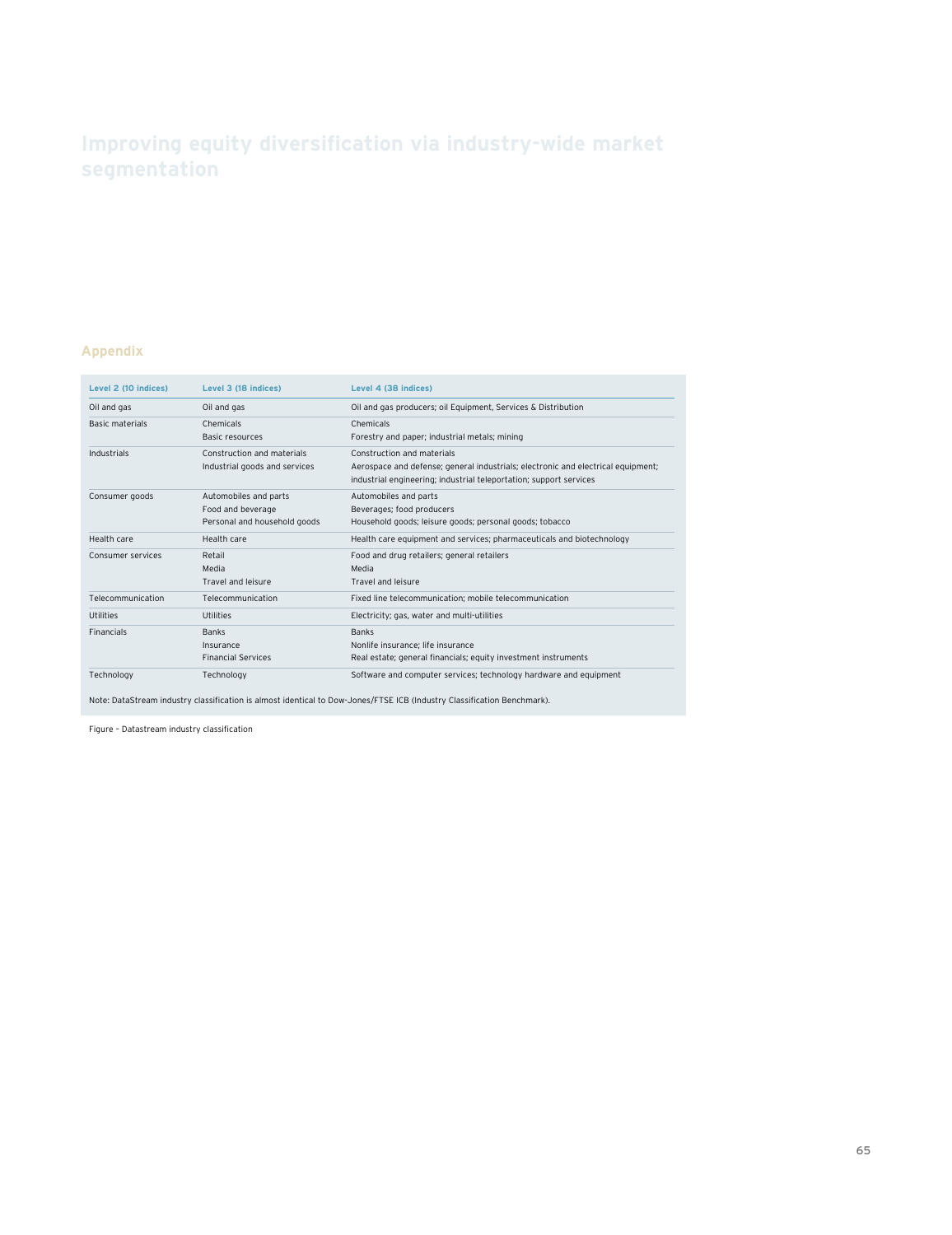## Appendix

| Level 2 (10 indices) | Level 3 (18 indices) | Level 4 (38 indices) |
|---|---|---|
| Oil and gas | Oil and gas | Oil and gas producers; oil Equipment, Services & Distribution |
| Basic materials | Chemicals | Chemicals |
| | Basic resources | Forestry and paper; industrial metals; mining |
| Industrials | Construction and materials | Construction and materials |
| | Industrial goods and services | Aerospace and defense; general industrials; electronic and electrical equipment; industrial engineering; industrial teleportation; support services |
| Consumer goods | Automobiles and parts | Automobiles and parts |
| | Food and beverage | Beverages; food producers |
| | Personal and household goods | Household goods; leisure goods; personal goods; tobacco |
| Health care | Health care | Health care equipment and services; pharmaceuticals and biotechnology |
| Consumer services | Retail | Food and drug retailers; general retailers |
| | Media | Media |
| | Travel and leisure | Travel and leisure |
| Telecommunication | Telecommunication | Fixed line telecommunication; mobile telecommunication |
| Utilities | Utilities | Electricity; gas, water and multi-utilities |
| Financials | Banks | Banks |
| | Insurance | Nonlife insurance; life insurance |
| | Financial Services | Real estate; general financials; equity investment instruments |
| Technology | Technology | Software and computer services; technology hardware and equipment |

Note: DataStream industry classification is almost identical to Dow-Jones/FTSE ICB (Industry Classification Benchmark).

Figure – Datastream industry classification